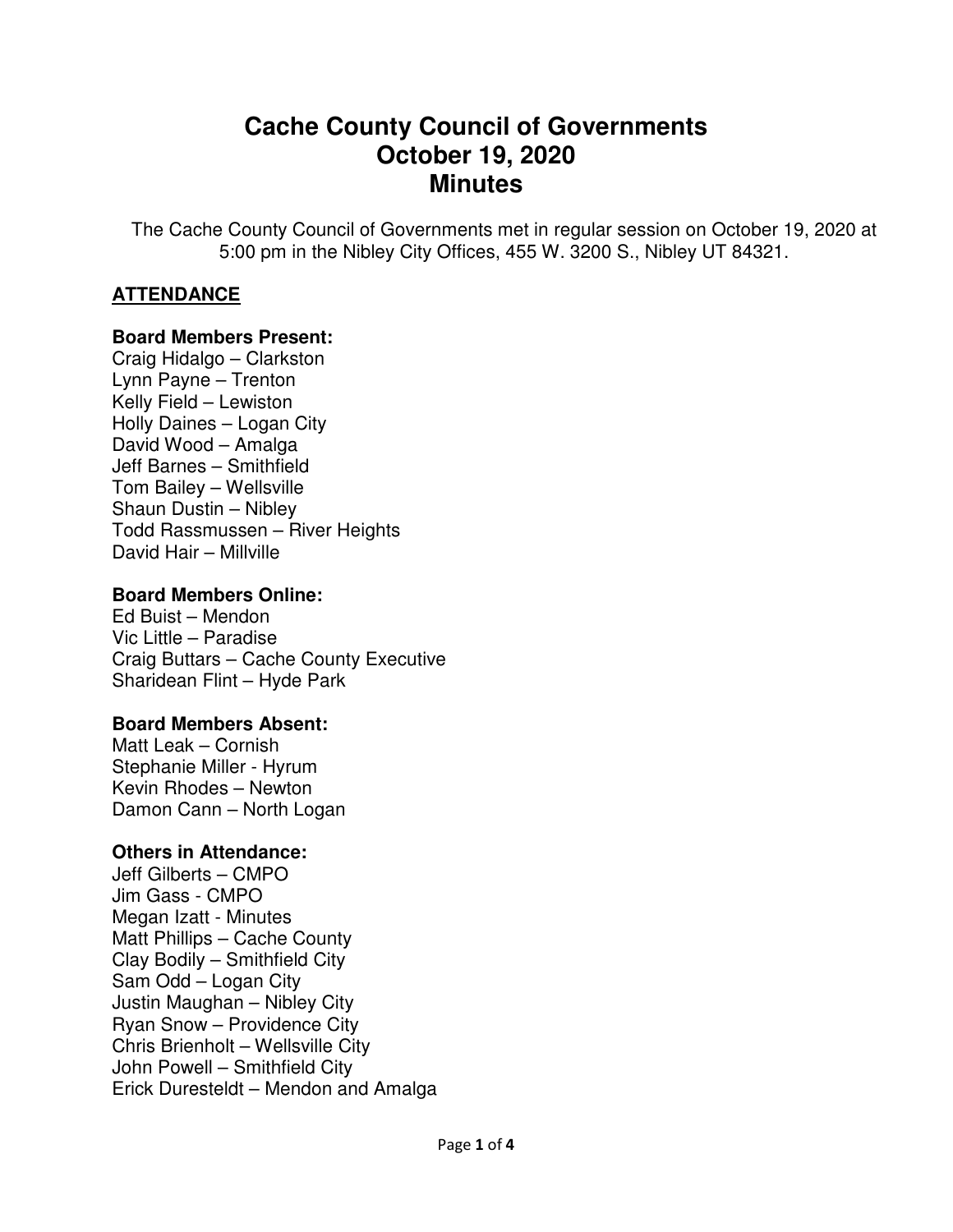# Cache County Council of Governments
# October 19, 2020
# Minutes

The Cache County Council of Governments met in regular session on October 19, 2020 at 5:00 pm in the Nibley City Offices, 455 W. 3200 S., Nibley UT 84321.

## ATTENDANCE

**Board Members Present:**
Craig Hidalgo – Clarkston
Lynn Payne – Trenton
Kelly Field – Lewiston
Holly Daines – Logan City
David Wood – Amalga
Jeff Barnes – Smithfield
Tom Bailey – Wellsville
Shaun Dustin – Nibley
Todd Rassmussen – River Heights
David Hair – Millville

**Board Members Online:**
Ed Buist – Mendon
Vic Little – Paradise
Craig Buttars – Cache County Executive
Sharidean Flint – Hyde Park

**Board Members Absent:**
Matt Leak – Cornish
Stephanie Miller - Hyrum
Kevin Rhodes – Newton
Damon Cann – North Logan

**Others in Attendance:**
Jeff Gilberts – CMPO
Jim Gass - CMPO
Megan Izatt - Minutes
Matt Phillips – Cache County
Clay Bodily – Smithfield City
Sam Odd – Logan City
Justin Maughan – Nibley City
Ryan Snow – Providence City
Chris Brienholt – Wellsville City
John Powell – Smithfield City
Erick Duresteldt – Mendon and Amalga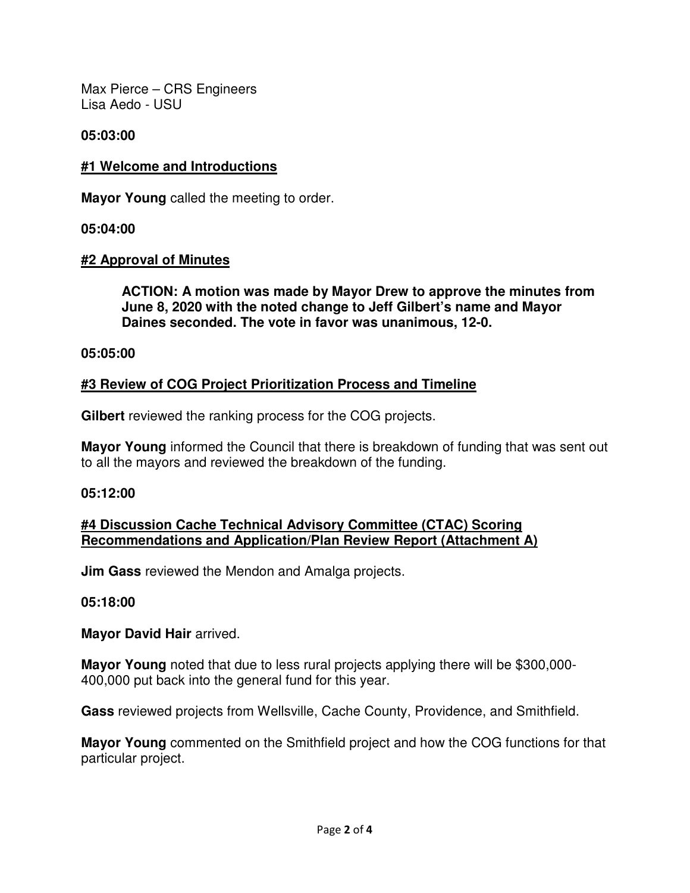Max Pierce – CRS Engineers
Lisa Aedo - USU

**05:03:00**

**#1 Welcome and Introductions**

**Mayor Young** called the meeting to order.

**05:04:00**

**#2 Approval of Minutes**

> **ACTION: A motion was made by Mayor Drew to approve the minutes from June 8, 2020 with the noted change to Jeff Gilbert's name and Mayor Daines seconded. The vote in favor was unanimous, 12-0.**

**05:05:00**

**#3 Review of COG Project Prioritization Process and Timeline**

**Gilbert** reviewed the ranking process for the COG projects.

**Mayor Young** informed the Council that there is breakdown of funding that was sent out to all the mayors and reviewed the breakdown of the funding.

**05:12:00**

**#4 Discussion Cache Technical Advisory Committee (CTAC) Scoring Recommendations and Application/Plan Review Report (Attachment A)**

**Jim Gass** reviewed the Mendon and Amalga projects.

**05:18:00**

**Mayor David Hair** arrived.

**Mayor Young** noted that due to less rural projects applying there will be $300,000-400,000 put back into the general fund for this year.

**Gass** reviewed projects from Wellsville, Cache County, Providence, and Smithfield.

**Mayor Young** commented on the Smithfield project and how the COG functions for that particular project.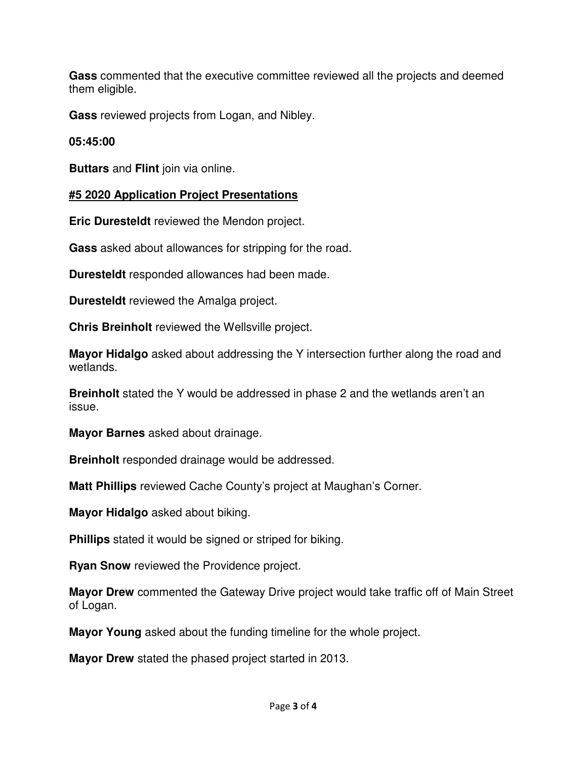**Gass** commented that the executive committee reviewed all the projects and deemed them eligible.

**Gass** reviewed projects from Logan, and Nibley.

**05:45:00**

**Buttars** and **Flint** join via online.

**#5 2020 Application Project Presentations**

**Eric Duresteldt** reviewed the Mendon project.

**Gass** asked about allowances for stripping for the road.

**Duresteldt** responded allowances had been made.

**Duresteldt** reviewed the Amalga project.

**Chris Breinholt** reviewed the Wellsville project.

**Mayor Hidalgo** asked about addressing the Y intersection further along the road and wetlands.

**Breinholt** stated the Y would be addressed in phase 2 and the wetlands aren't an issue.

**Mayor Barnes** asked about drainage.

**Breinholt** responded drainage would be addressed.

**Matt Phillips** reviewed Cache County's project at Maughan's Corner.

**Mayor Hidalgo** asked about biking.

**Phillips** stated it would be signed or striped for biking.

**Ryan Snow** reviewed the Providence project.

**Mayor Drew** commented the Gateway Drive project would take traffic off of Main Street of Logan.

**Mayor Young** asked about the funding timeline for the whole project.

**Mayor Drew** stated the phased project started in 2013.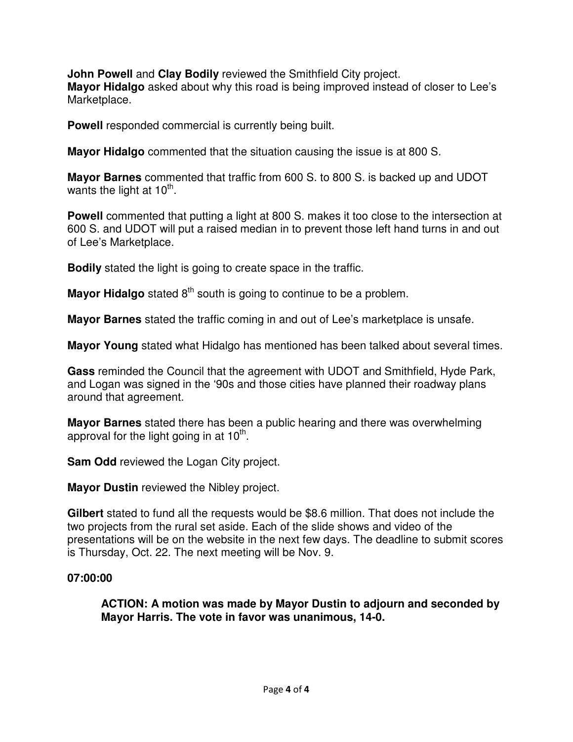**John Powell** and **Clay Bodily** reviewed the Smithfield City project.
**Mayor Hidalgo** asked about why this road is being improved instead of closer to Lee's Marketplace.

**Powell** responded commercial is currently being built.

**Mayor Hidalgo** commented that the situation causing the issue is at 800 S.

**Mayor Barnes** commented that traffic from 600 S. to 800 S. is backed up and UDOT wants the light at 10th.

**Powell** commented that putting a light at 800 S. makes it too close to the intersection at 600 S. and UDOT will put a raised median in to prevent those left hand turns in and out of Lee's Marketplace.

**Bodily** stated the light is going to create space in the traffic.

**Mayor Hidalgo** stated 8th south is going to continue to be a problem.

**Mayor Barnes** stated the traffic coming in and out of Lee's marketplace is unsafe.

**Mayor Young** stated what Hidalgo has mentioned has been talked about several times.

**Gass** reminded the Council that the agreement with UDOT and Smithfield, Hyde Park, and Logan was signed in the '90s and those cities have planned their roadway plans around that agreement.

**Mayor Barnes** stated there has been a public hearing and there was overwhelming approval for the light going in at 10th.

**Sam Odd** reviewed the Logan City project.

**Mayor Dustin** reviewed the Nibley project.

**Gilbert** stated to fund all the requests would be $8.6 million. That does not include the two projects from the rural set aside. Each of the slide shows and video of the presentations will be on the website in the next few days. The deadline to submit scores is Thursday, Oct. 22. The next meeting will be Nov. 9.

**07:00:00**

> **ACTION: A motion was made by Mayor Dustin to adjourn and seconded by Mayor Harris. The vote in favor was unanimous, 14-0.**